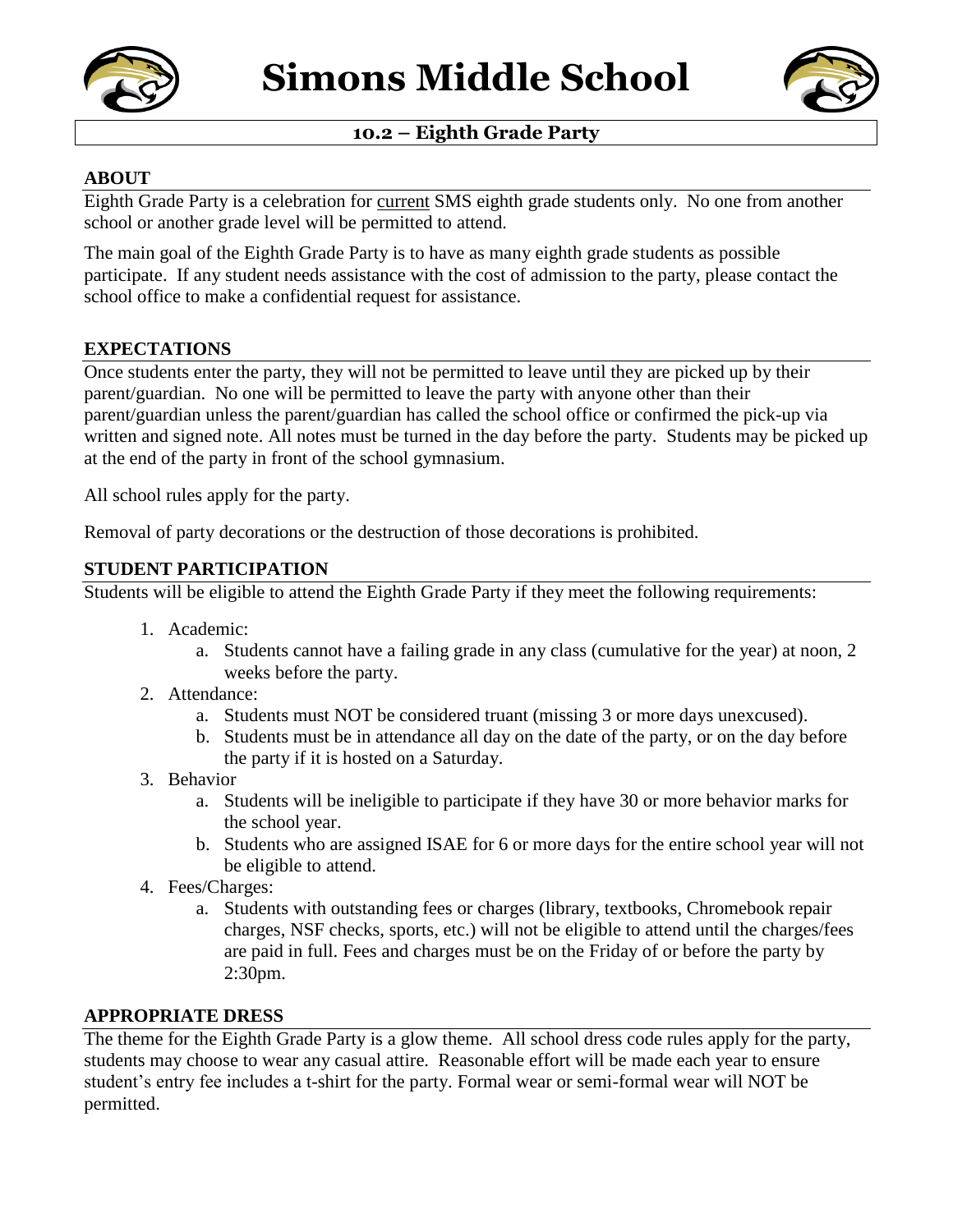# Simons Middle School

## 10.2 – Eighth Grade Party

### ABOUT

Eighth Grade Party is a celebration for current SMS eighth grade students only. No one from another school or another grade level will be permitted to attend.

The main goal of the Eighth Grade Party is to have as many eighth grade students as possible participate. If any student needs assistance with the cost of admission to the party, please contact the school office to make a confidential request for assistance.

### EXPECTATIONS

Once students enter the party, they will not be permitted to leave until they are picked up by their parent/guardian. No one will be permitted to leave the party with anyone other than their parent/guardian unless the parent/guardian has called the school office or confirmed the pick-up via written and signed note. All notes must be turned in the day before the party. Students may be picked up at the end of the party in front of the school gymnasium.

All school rules apply for the party.

Removal of party decorations or the destruction of those decorations is prohibited.

### STUDENT PARTICIPATION

Students will be eligible to attend the Eighth Grade Party if they meet the following requirements:

1. Academic:
   a. Students cannot have a failing grade in any class (cumulative for the year) at noon, 2 weeks before the party.
2. Attendance:
   a. Students must NOT be considered truant (missing 3 or more days unexcused).
   b. Students must be in attendance all day on the date of the party, or on the day before the party if it is hosted on a Saturday.
3. Behavior
   a. Students will be ineligible to participate if they have 30 or more behavior marks for the school year.
   b. Students who are assigned ISAE for 6 or more days for the entire school year will not be eligible to attend.
4. Fees/Charges:
   a. Students with outstanding fees or charges (library, textbooks, Chromebook repair charges, NSF checks, sports, etc.) will not be eligible to attend until the charges/fees are paid in full. Fees and charges must be on the Friday of or before the party by 2:30pm.

### APPROPRIATE DRESS

The theme for the Eighth Grade Party is a glow theme. All school dress code rules apply for the party, students may choose to wear any casual attire. Reasonable effort will be made each year to ensure student's entry fee includes a t-shirt for the party. Formal wear or semi-formal wear will NOT be permitted.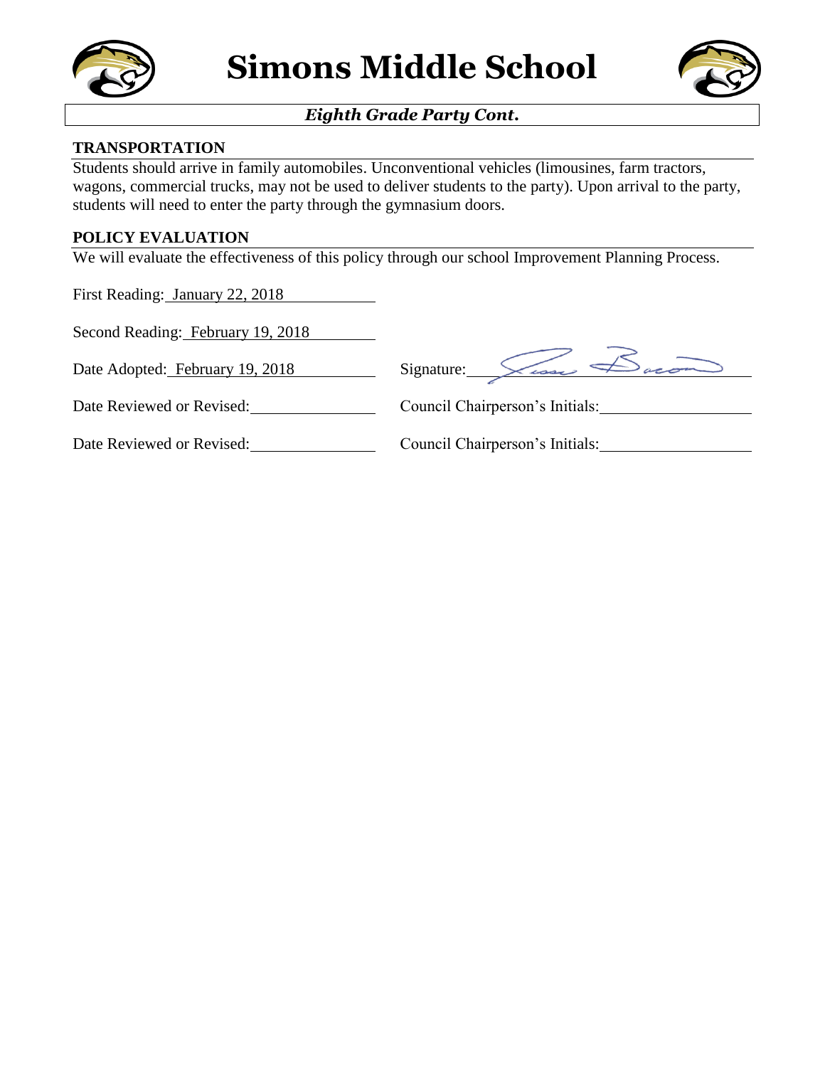# Simons Middle School

*Eighth Grade Party Cont.*

**TRANSPORTATION**

Students should arrive in family automobiles. Unconventional vehicles (limousines, farm tractors, wagons, commercial trucks, may not be used to deliver students to the party). Upon arrival to the party, students will need to enter the party through the gymnasium doors.

**POLICY EVALUATION**

We will evaluate the effectiveness of this policy through our school Improvement Planning Process.

First Reading: January 22, 2018

Second Reading: February 19, 2018

Date Adopted: February 19, 2018 Signature: 

Date Reviewed or Revised: Council Chairperson's Initials:

Date Reviewed or Revised: Council Chairperson's Initials: